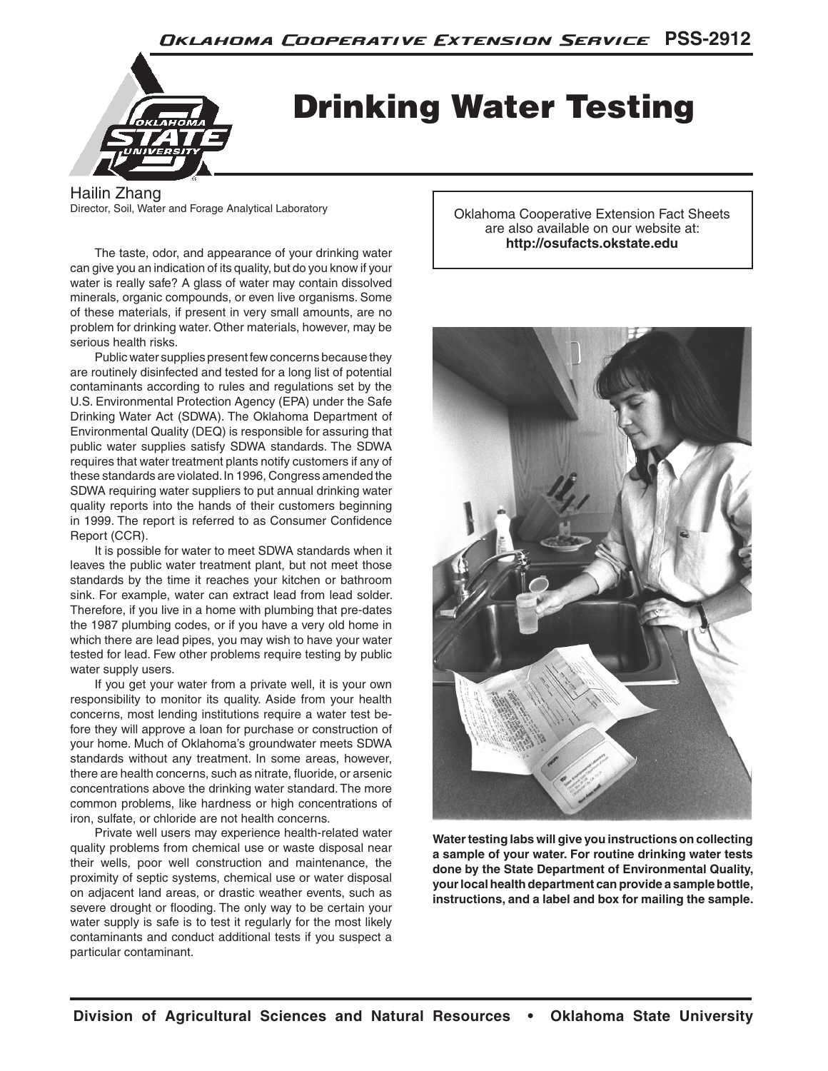# Drinking Water Testing

Hailin Zhang
Director, Soil, Water and Forage Analytical Laboratory

Oklahoma Cooperative Extension Fact Sheets are also available on our website at: **http://osufacts.okstate.edu**

The taste, odor, and appearance of your drinking water can give you an indication of its quality, but do you know if your water is really safe? A glass of water may contain dissolved minerals, organic compounds, or even live organisms. Some of these materials, if present in very small amounts, are no problem for drinking water. Other materials, however, may be serious health risks.

Public water supplies present few concerns because they are routinely disinfected and tested for a long list of potential contaminants according to rules and regulations set by the U.S. Environmental Protection Agency (EPA) under the Safe Drinking Water Act (SDWA). The Oklahoma Department of Environmental Quality (DEQ) is responsible for assuring that public water supplies satisfy SDWA standards. The SDWA requires that water treatment plants notify customers if any of these standards are violated. In 1996, Congress amended the SDWA requiring water suppliers to put annual drinking water quality reports into the hands of their customers beginning in 1999. The report is referred to as Consumer Confidence Report (CCR).

It is possible for water to meet SDWA standards when it leaves the public water treatment plant, but not meet those standards by the time it reaches your kitchen or bathroom sink. For example, water can extract lead from lead solder. Therefore, if you live in a home with plumbing that pre-dates the 1987 plumbing codes, or if you have a very old home in which there are lead pipes, you may wish to have your water tested for lead. Few other problems require testing by public water supply users.

If you get your water from a private well, it is your own responsibility to monitor its quality. Aside from your health concerns, most lending institutions require a water test before they will approve a loan for purchase or construction of your home. Much of Oklahoma's groundwater meets SDWA standards without any treatment. In some areas, however, there are health concerns, such as nitrate, fluoride, or arsenic concentrations above the drinking water standard. The more common problems, like hardness or high concentrations of iron, sulfate, or chloride are not health concerns.

Private well users may experience health-related water quality problems from chemical use or waste disposal near their wells, poor well construction and maintenance, the proximity of septic systems, chemical use or water disposal on adjacent land areas, or drastic weather events, such as severe drought or flooding. The only way to be certain your water supply is safe is to test it regularly for the most likely contaminants and conduct additional tests if you suspect a particular contaminant.

**Water testing labs will give you instructions on collecting a sample of your water. For routine drinking water tests done by the State Department of Environmental Quality, your local health department can provide a sample bottle, instructions, and a label and box for mailing the sample.**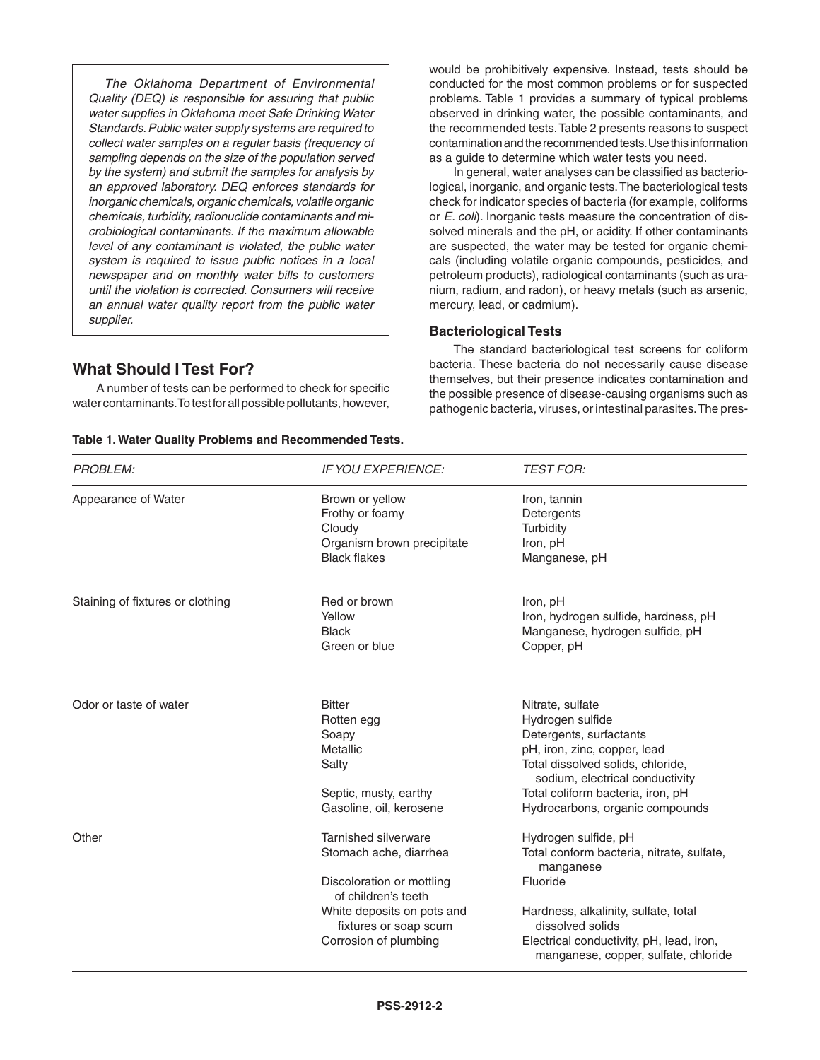*The Oklahoma Department of Environmental Quality (DEQ) is responsible for assuring that public water supplies in Oklahoma meet Safe Drinking Water Standards. Public water supply systems are required to collect water samples on a regular basis (frequency of sampling depends on the size of the population served by the system) and submit the samples for analysis by an approved laboratory. DEQ enforces standards for inorganic chemicals, organic chemicals, volatile organic chemicals, turbidity, radionuclide contaminants and microbiological contaminants. If the maximum allowable level of any contaminant is violated, the public water system is required to issue public notices in a local newspaper and on monthly water bills to customers until the violation is corrected. Consumers will receive an annual water quality report from the public water supplier.*

## What Should I Test For?

A number of tests can be performed to check for specific water contaminants. To test for all possible pollutants, however, would be prohibitively expensive. Instead, tests should be conducted for the most common problems or for suspected problems. Table 1 provides a summary of typical problems observed in drinking water, the possible contaminants, and the recommended tests. Table 2 presents reasons to suspect contamination and the recommended tests. Use this information as a guide to determine which water tests you need.

In general, water analyses can be classified as bacteriological, inorganic, and organic tests. The bacteriological tests check for indicator species of bacteria (for example, coliforms or *E. coli*). Inorganic tests measure the concentration of dissolved minerals and the pH, or acidity. If other contaminants are suspected, the water may be tested for organic chemicals (including volatile organic compounds, pesticides, and petroleum products), radiological contaminants (such as uranium, radium, and radon), or heavy metals (such as arsenic, mercury, lead, or cadmium).

### Bacteriological Tests

The standard bacteriological test screens for coliform bacteria. These bacteria do not necessarily cause disease themselves, but their presence indicates contamination and the possible presence of disease-causing organisms such as pathogenic bacteria, viruses, or intestinal parasites. The pres-

**Table 1. Water Quality Problems and Recommended Tests.**

| *PROBLEM:* | *IF YOU EXPERIENCE:* | *TEST FOR:* |
|---|---|---|
| Appearance of Water | Brown or yellow | Iron, tannin |
| | Frothy or foamy | Detergents |
| | Cloudy | Turbidity |
| | Organism brown precipitate | Iron, pH |
| | Black flakes | Manganese, pH |
| Staining of fixtures or clothing | Red or brown | Iron, pH |
| | Yellow | Iron, hydrogen sulfide, hardness, pH |
| | Black | Manganese, hydrogen sulfide, pH |
| | Green or blue | Copper, pH |
| Odor or taste of water | Bitter | Nitrate, sulfate |
| | Rotten egg | Hydrogen sulfide |
| | Soapy | Detergents, surfactants |
| | Metallic | pH, iron, zinc, copper, lead |
| | Salty | Total dissolved solids, chloride, sodium, electrical conductivity |
| | Septic, musty, earthy | Total coliform bacteria, iron, pH |
| | Gasoline, oil, kerosene | Hydrocarbons, organic compounds |
| Other | Tarnished silverware | Hydrogen sulfide, pH |
| | Stomach ache, diarrhea | Total conform bacteria, nitrate, sulfate, manganese |
| | Discoloration or mottling of children's teeth | Fluoride |
| | White deposits on pots and fixtures or soap scum | Hardness, alkalinity, sulfate, total dissolved solids |
| | Corrosion of plumbing | Electrical conductivity, pH, lead, iron, manganese, copper, sulfate, chloride |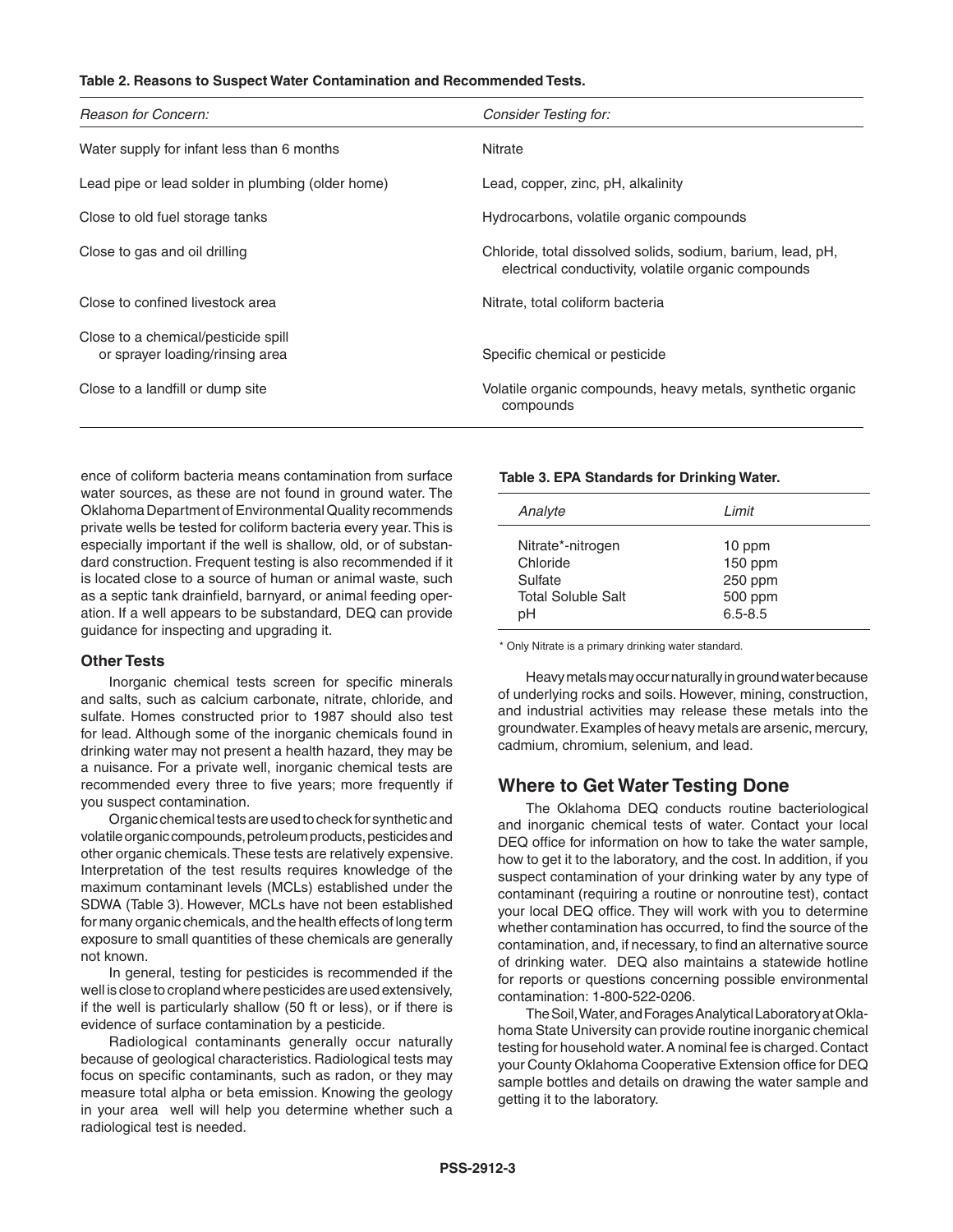**Table 2. Reasons to Suspect Water Contamination and Recommended Tests.**

| *Reason for Concern:* | *Consider Testing for:* |
|---|---|
| Water supply for infant less than 6 months | Nitrate |
| Lead pipe or lead solder in plumbing (older home) | Lead, copper, zinc, pH, alkalinity |
| Close to old fuel storage tanks | Hydrocarbons, volatile organic compounds |
| Close to gas and oil drilling | Chloride, total dissolved solids, sodium, barium, lead, pH, electrical conductivity, volatile organic compounds |
| Close to confined livestock area | Nitrate, total coliform bacteria |
| Close to a chemical/pesticide spill or sprayer loading/rinsing area | Specific chemical or pesticide |
| Close to a landfill or dump site | Volatile organic compounds, heavy metals, synthetic organic compounds |

ence of coliform bacteria means contamination from surface water sources, as these are not found in ground water. The Oklahoma Department of Environmental Quality recommends private wells be tested for coliform bacteria every year. This is especially important if the well is shallow, old, or of substandard construction. Frequent testing is also recommended if it is located close to a source of human or animal waste, such as a septic tank drainfield, barnyard, or animal feeding operation. If a well appears to be substandard, DEQ can provide guidance for inspecting and upgrading it.

### Other Tests

Inorganic chemical tests screen for specific minerals and salts, such as calcium carbonate, nitrate, chloride, and sulfate. Homes constructed prior to 1987 should also test for lead. Although some of the inorganic chemicals found in drinking water may not present a health hazard, they may be a nuisance. For a private well, inorganic chemical tests are recommended every three to five years; more frequently if you suspect contamination.

Organic chemical tests are used to check for synthetic and volatile organic compounds, petroleum products, pesticides and other organic chemicals. These tests are relatively expensive. Interpretation of the test results requires knowledge of the maximum contaminant levels (MCLs) established under the SDWA (Table 3). However, MCLs have not been established for many organic chemicals, and the health effects of long term exposure to small quantities of these chemicals are generally not known.

In general, testing for pesticides is recommended if the well is close to cropland where pesticides are used extensively, if the well is particularly shallow (50 ft or less), or if there is evidence of surface contamination by a pesticide.

Radiological contaminants generally occur naturally because of geological characteristics. Radiological tests may focus on specific contaminants, such as radon, or they may measure total alpha or beta emission. Knowing the geology in your area well will help you determine whether such a radiological test is needed.

**Table 3. EPA Standards for Drinking Water.**

| *Analyte* | *Limit* |
|---|---|
| Nitrate*-nitrogen | 10 ppm |
| Chloride | 150 ppm |
| Sulfate | 250 ppm |
| Total Soluble Salt | 500 ppm |
| pH | 6.5-8.5 |

\* Only Nitrate is a primary drinking water standard.

Heavy metals may occur naturally in ground water because of underlying rocks and soils. However, mining, construction, and industrial activities may release these metals into the groundwater. Examples of heavy metals are arsenic, mercury, cadmium, chromium, selenium, and lead.

## Where to Get Water Testing Done

The Oklahoma DEQ conducts routine bacteriological and inorganic chemical tests of water. Contact your local DEQ office for information on how to take the water sample, how to get it to the laboratory, and the cost. In addition, if you suspect contamination of your drinking water by any type of contaminant (requiring a routine or nonroutine test), contact your local DEQ office. They will work with you to determine whether contamination has occurred, to find the source of the contamination, and, if necessary, to find an alternative source of drinking water. DEQ also maintains a statewide hotline for reports or questions concerning possible environmental contamination: 1-800-522-0206.

The Soil, Water, and Forages Analytical Laboratory at Oklahoma State University can provide routine inorganic chemical testing for household water. A nominal fee is charged. Contact your County Oklahoma Cooperative Extension office for DEQ sample bottles and details on drawing the water sample and getting it to the laboratory.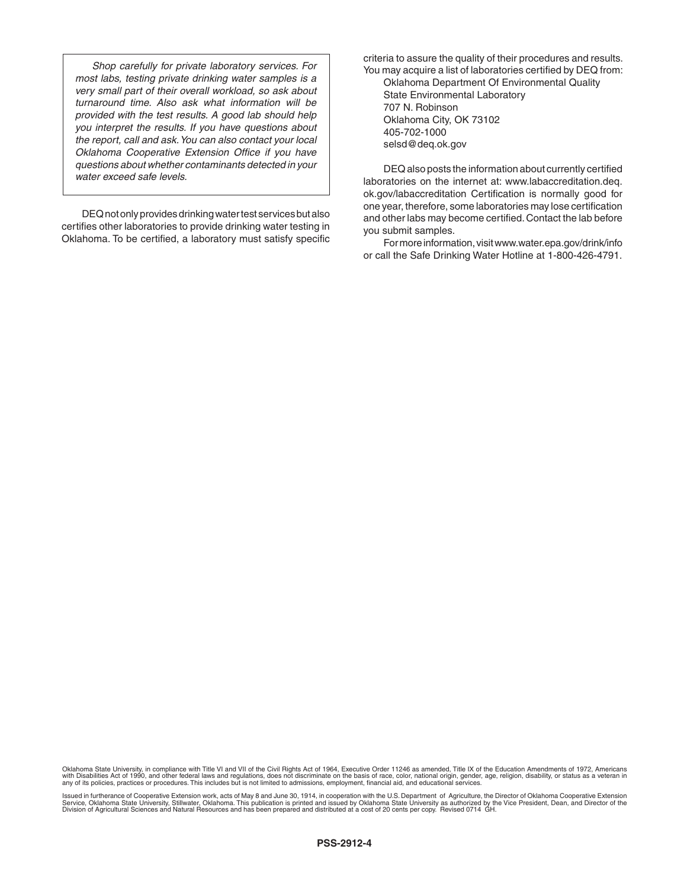*Shop carefully for private laboratory services. For most labs, testing private drinking water samples is a very small part of their overall workload, so ask about turnaround time. Also ask what information will be provided with the test results. A good lab should help you interpret the results. If you have questions about the report, call and ask. You can also contact your local Oklahoma Cooperative Extension Office if you have questions about whether contaminants detected in your water exceed safe levels.*

DEQ not only provides drinking water test services but also certifies other laboratories to provide drinking water testing in Oklahoma. To be certified, a laboratory must satisfy specific criteria to assure the quality of their procedures and results. You may acquire a list of laboratories certified by DEQ from:

Oklahoma Department Of Environmental Quality
State Environmental Laboratory
707 N. Robinson
Oklahoma City, OK 73102
405-702-1000
selsd@deq.ok.gov

DEQ also posts the information about currently certified laboratories on the internet at: www.labaccreditation.deq.ok.gov/labaccreditation Certification is normally good for one year, therefore, some laboratories may lose certification and other labs may become certified. Contact the lab before you submit samples.

For more information, visit www.water.epa.gov/drink/info or call the Safe Drinking Water Hotline at 1-800-426-4791.

Oklahoma State University, in compliance with Title VI and VII of the Civil Rights Act of 1964, Executive Order 11246 as amended, Title IX of the Education Amendments of 1972, Americans with Disabilities Act of 1990, and other federal laws and regulations, does not discriminate on the basis of race, color, national origin, gender, age, religion, disability, or status as a veteran in any of its policies, practices or procedures. This includes but is not limited to admissions, employment, financial aid, and educational services.

Issued in furtherance of Cooperative Extension work, acts of May 8 and June 30, 1914, in cooperation with the U.S. Department of Agriculture, the Director of Oklahoma Cooperative Extension Service, Oklahoma State University, Stillwater, Oklahoma. This publication is printed and issued by Oklahoma State University as authorized by the Vice President, Dean, and Director of the Division of Agricultural Sciences and Natural Resources and has been prepared and distributed at a cost of 20 cents per copy. Revised 0714 GH.